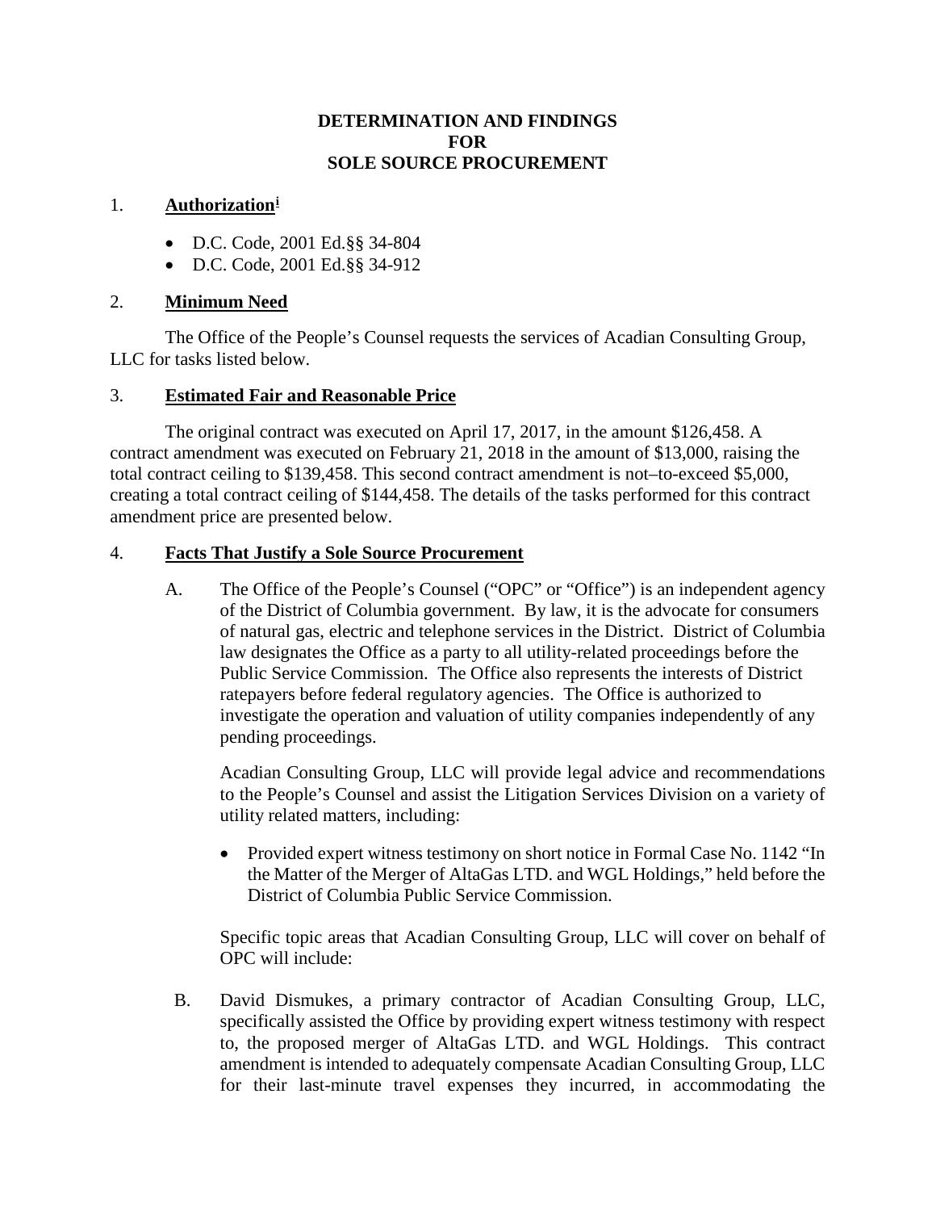# DETERMINATION AND FINDINGS
# FOR
# SOLE SOURCE PROCUREMENT

1. **Authorization**[i]

- D.C. Code, 2001 Ed.§§ 34-804
- D.C. Code, 2001 Ed.§§ 34-912

2. **Minimum Need**

The Office of the People's Counsel requests the services of Acadian Consulting Group, LLC for tasks listed below.

3. **Estimated Fair and Reasonable Price**

The original contract was executed on April 17, 2017, in the amount $126,458. A contract amendment was executed on February 21, 2018 in the amount of $13,000, raising the total contract ceiling to $139,458. This second contract amendment is not–to-exceed $5,000, creating a total contract ceiling of $144,458. The details of the tasks performed for this contract amendment price are presented below.

4. **Facts That Justify a Sole Source Procurement**

A. The Office of the People's Counsel ("OPC" or "Office") is an independent agency of the District of Columbia government. By law, it is the advocate for consumers of natural gas, electric and telephone services in the District. District of Columbia law designates the Office as a party to all utility-related proceedings before the Public Service Commission. The Office also represents the interests of District ratepayers before federal regulatory agencies. The Office is authorized to investigate the operation and valuation of utility companies independently of any pending proceedings.

Acadian Consulting Group, LLC will provide legal advice and recommendations to the People's Counsel and assist the Litigation Services Division on a variety of utility related matters, including:

- Provided expert witness testimony on short notice in Formal Case No. 1142 "In the Matter of the Merger of AltaGas LTD. and WGL Holdings," held before the District of Columbia Public Service Commission.

Specific topic areas that Acadian Consulting Group, LLC will cover on behalf of OPC will include:

B. David Dismukes, a primary contractor of Acadian Consulting Group, LLC, specifically assisted the Office by providing expert witness testimony with respect to, the proposed merger of AltaGas LTD. and WGL Holdings. This contract amendment is intended to adequately compensate Acadian Consulting Group, LLC for their last-minute travel expenses they incurred, in accommodating the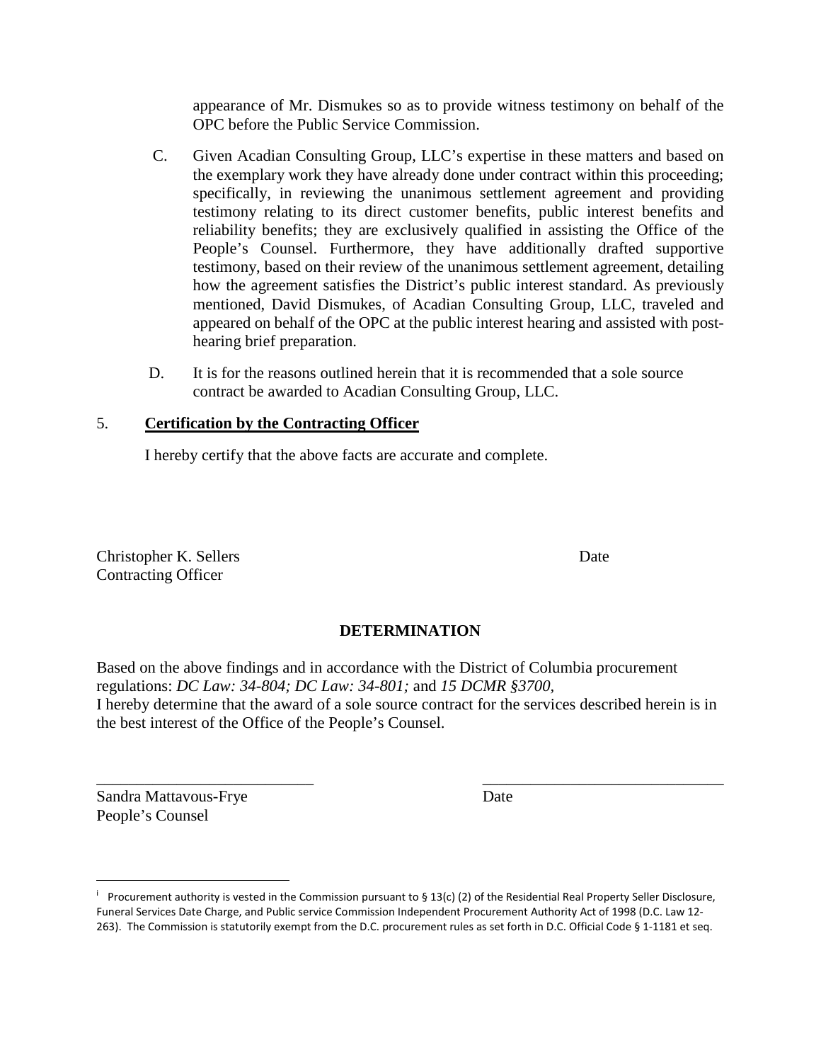appearance of Mr. Dismukes so as to provide witness testimony on behalf of the OPC before the Public Service Commission.

C. Given Acadian Consulting Group, LLC's expertise in these matters and based on the exemplary work they have already done under contract within this proceeding; specifically, in reviewing the unanimous settlement agreement and providing testimony relating to its direct customer benefits, public interest benefits and reliability benefits; they are exclusively qualified in assisting the Office of the People's Counsel. Furthermore, they have additionally drafted supportive testimony, based on their review of the unanimous settlement agreement, detailing how the agreement satisfies the District's public interest standard. As previously mentioned, David Dismukes, of Acadian Consulting Group, LLC, traveled and appeared on behalf of the OPC at the public interest hearing and assisted with post-hearing brief preparation.

D. It is for the reasons outlined herein that it is recommended that a sole source contract be awarded to Acadian Consulting Group, LLC.

5. **<u>Certification by the Contracting Officer</u>**

I hereby certify that the above facts are accurate and complete.

Christopher K. Sellers                                        Date
Contracting Officer

**DETERMINATION**

Based on the above findings and in accordance with the District of Columbia procurement regulations: *DC Law: 34-804; DC Law: 34-801;* and *15 DCMR §3700,*
I hereby determine that the award of a sole source contract for the services described herein is in the best interest of the Office of the People's Counsel.

\_\_\_\_\_\_\_\_\_\_\_\_\_\_\_\_\_\_\_\_\_\_\_\_\_\_\_                    \_\_\_\_\_\_\_\_\_\_\_\_\_\_\_\_\_\_\_\_\_\_\_\_\_\_\_\_\_\_
Sandra Mattavous-Frye                                        Date
People's Counsel

---

[i] Procurement authority is vested in the Commission pursuant to § 13(c) (2) of the Residential Real Property Seller Disclosure, Funeral Services Date Charge, and Public service Commission Independent Procurement Authority Act of 1998 (D.C. Law 12-263). The Commission is statutorily exempt from the D.C. procurement rules as set forth in D.C. Official Code § 1-1181 et seq.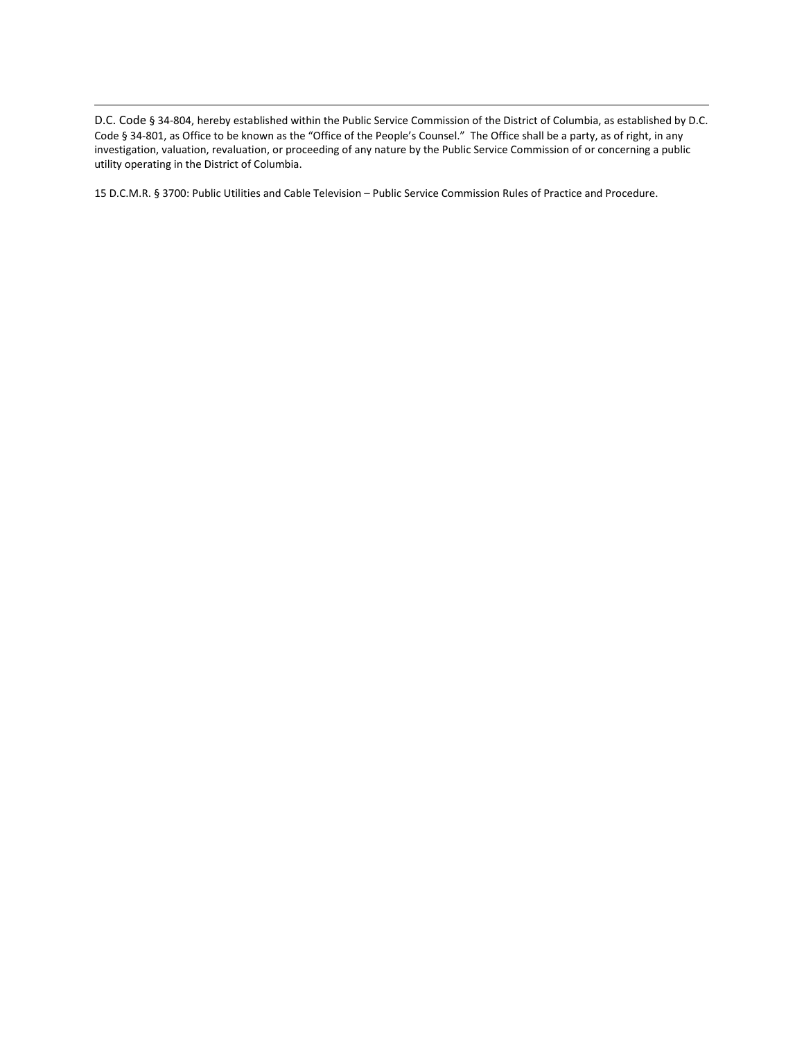D.C. Code § 34-804, hereby established within the Public Service Commission of the District of Columbia, as established by D.C. Code § 34-801, as Office to be known as the "Office of the People's Counsel." The Office shall be a party, as of right, in any investigation, valuation, revaluation, or proceeding of any nature by the Public Service Commission of or concerning a public utility operating in the District of Columbia.

15 D.C.M.R. § 3700: Public Utilities and Cable Television – Public Service Commission Rules of Practice and Procedure.